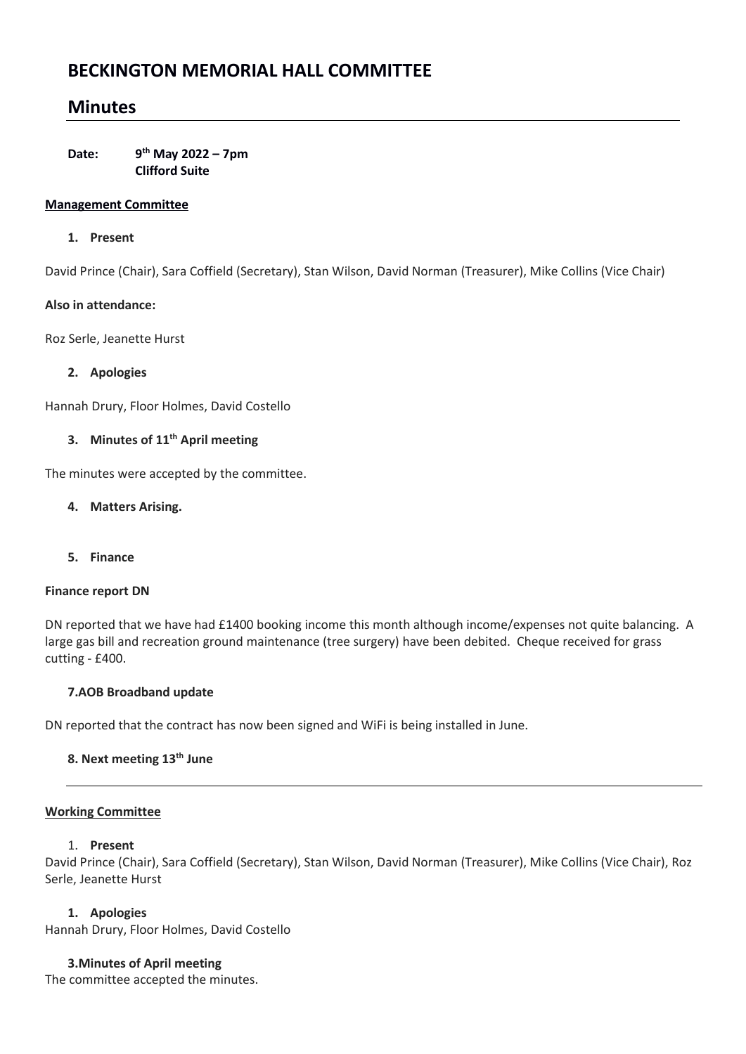# BECKINGTON MEMORIAL HALL COMMITTEE

## Minutes

**Date:** **9th May 2022 – 7pm**
**Clifford Suite**

**Management Committee**

1. **Present**

David Prince (Chair), Sara Coffield (Secretary), Stan Wilson, David Norman (Treasurer), Mike Collins (Vice Chair)

**Also in attendance:**

Roz Serle, Jeanette Hurst

2. **Apologies**

Hannah Drury, Floor Holmes, David Costello

3. **Minutes of 11th April meeting**

The minutes were accepted by the committee.

4. **Matters Arising.**

5. **Finance**

**Finance report DN**

DN reported that we have had £1400 booking income this month although income/expenses not quite balancing. A large gas bill and recreation ground maintenance (tree surgery) have been debited. Cheque received for grass cutting - £400.

**7.AOB Broadband update**

DN reported that the contract has now been signed and WiFi is being installed in June.

**8. Next meeting 13th June**

---

**Working Committee**

1. **Present**

David Prince (Chair), Sara Coffield (Secretary), Stan Wilson, David Norman (Treasurer), Mike Collins (Vice Chair), Roz Serle, Jeanette Hurst

1. **Apologies**

Hannah Drury, Floor Holmes, David Costello

**3.Minutes of April meeting**

The committee accepted the minutes.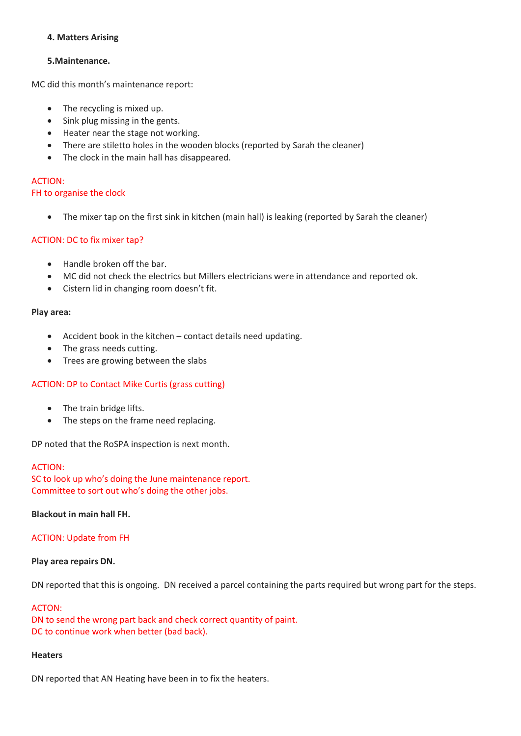4. **Matters Arising**

5. **Maintenance.**

MC did this month's maintenance report:

- The recycling is mixed up.
- Sink plug missing in the gents.
- Heater near the stage not working.
- There are stiletto holes in the wooden blocks (reported by Sarah the cleaner)
- The clock in the main hall has disappeared.

ACTION:
FH to organise the clock

- The mixer tap on the first sink in kitchen (main hall) is leaking (reported by Sarah the cleaner)

ACTION: DC to fix mixer tap?

- Handle broken off the bar.
- MC did not check the electrics but Millers electricians were in attendance and reported ok.
- Cistern lid in changing room doesn't fit.

**Play area:**

- Accident book in the kitchen – contact details need updating.
- The grass needs cutting.
- Trees are growing between the slabs

ACTION: DP to Contact Mike Curtis (grass cutting)

- The train bridge lifts.
- The steps on the frame need replacing.

DP noted that the RoSPA inspection is next month.

ACTION:
SC to look up who's doing the June maintenance report.
Committee to sort out who's doing the other jobs.

**Blackout in main hall FH.**

ACTION: Update from FH

**Play area repairs DN.**

DN reported that this is ongoing. DN received a parcel containing the parts required but wrong part for the steps.

ACTON:
DN to send the wrong part back and check correct quantity of paint.
DC to continue work when better (bad back).

**Heaters**

DN reported that AN Heating have been in to fix the heaters.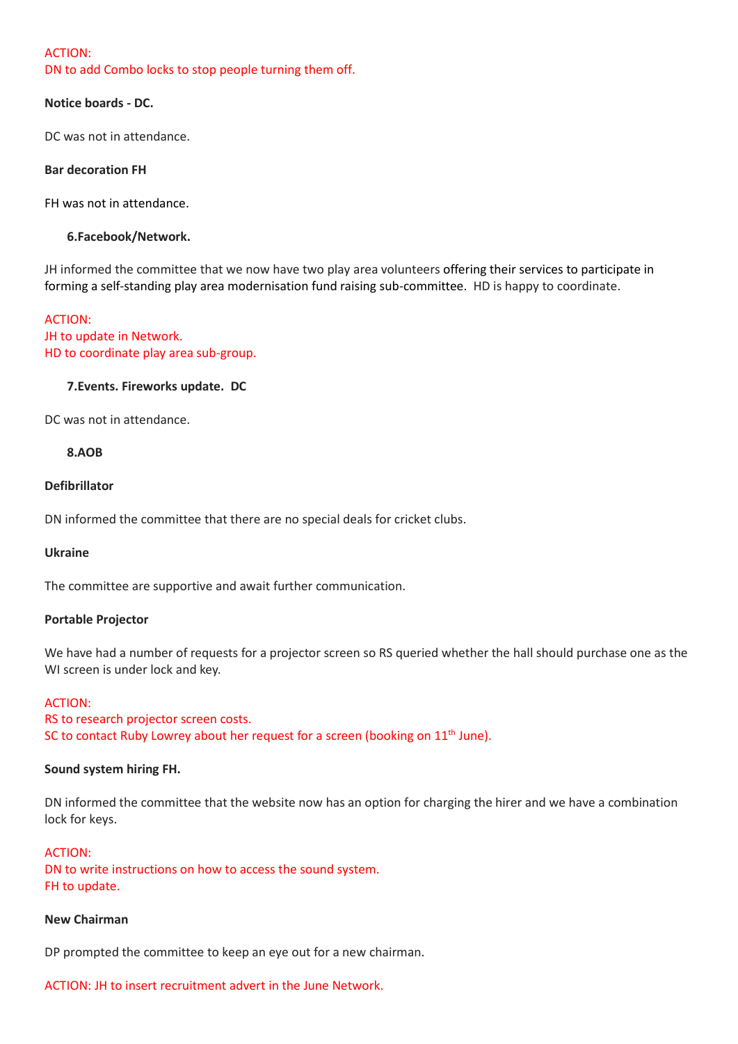ACTION:
DN to add Combo locks to stop people turning them off.

**Notice boards - DC.**

DC was not in attendance.

**Bar decoration FH**

FH was not in attendance.

**6.Facebook/Network.**

JH informed the committee that we now have two play area volunteers offering their services to participate in forming a self-standing play area modernisation fund raising sub-committee. HD is happy to coordinate.

ACTION:
JH to update in Network.
HD to coordinate play area sub-group.

**7.Events. Fireworks update. DC**

DC was not in attendance.

**8.AOB**

**Defibrillator**

DN informed the committee that there are no special deals for cricket clubs.

**Ukraine**

The committee are supportive and await further communication.

**Portable Projector**

We have had a number of requests for a projector screen so RS queried whether the hall should purchase one as the WI screen is under lock and key.

ACTION:
RS to research projector screen costs.
SC to contact Ruby Lowrey about her request for a screen (booking on 11th June).

**Sound system hiring FH.**

DN informed the committee that the website now has an option for charging the hirer and we have a combination lock for keys.

ACTION:
DN to write instructions on how to access the sound system.
FH to update.

**New Chairman**

DP prompted the committee to keep an eye out for a new chairman.

ACTION: JH to insert recruitment advert in the June Network.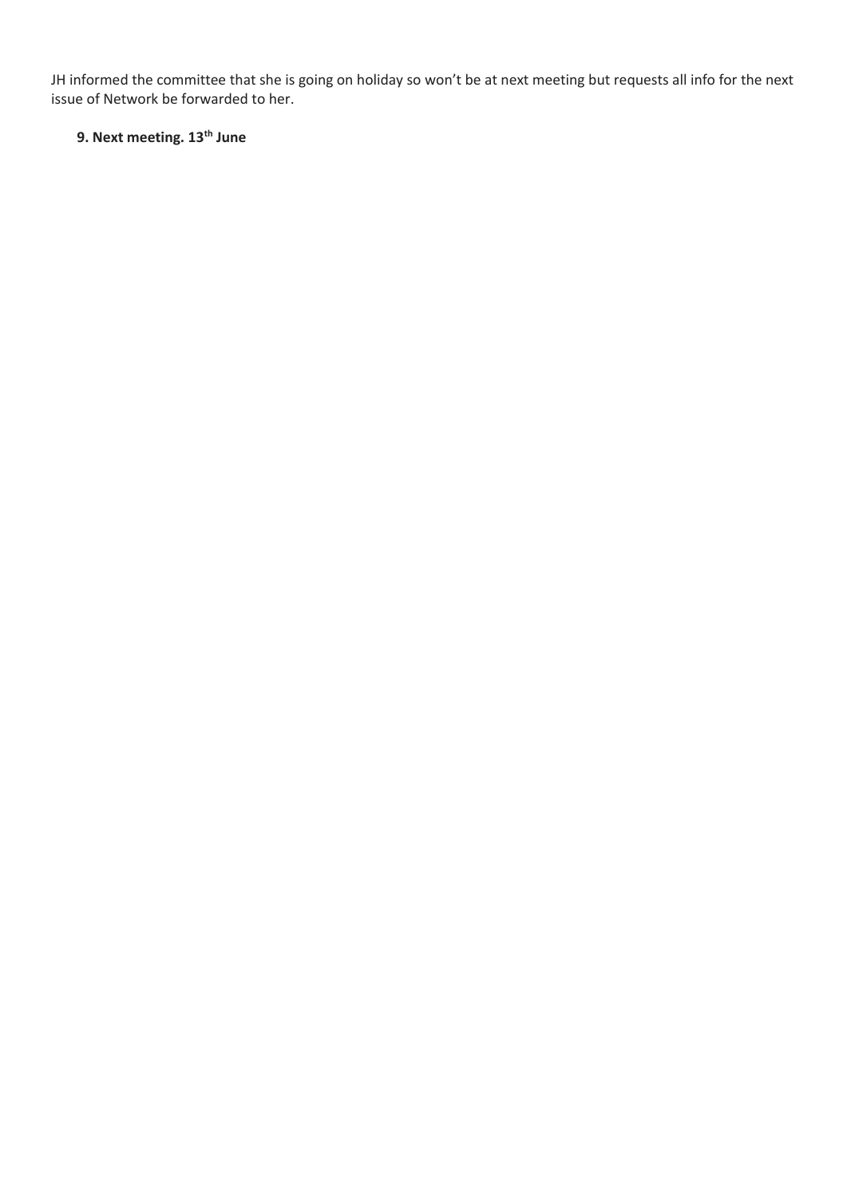JH informed the committee that she is going on holiday so won't be at next meeting but requests all info for the next issue of Network be forwarded to her.

**9. Next meeting. 13th June**